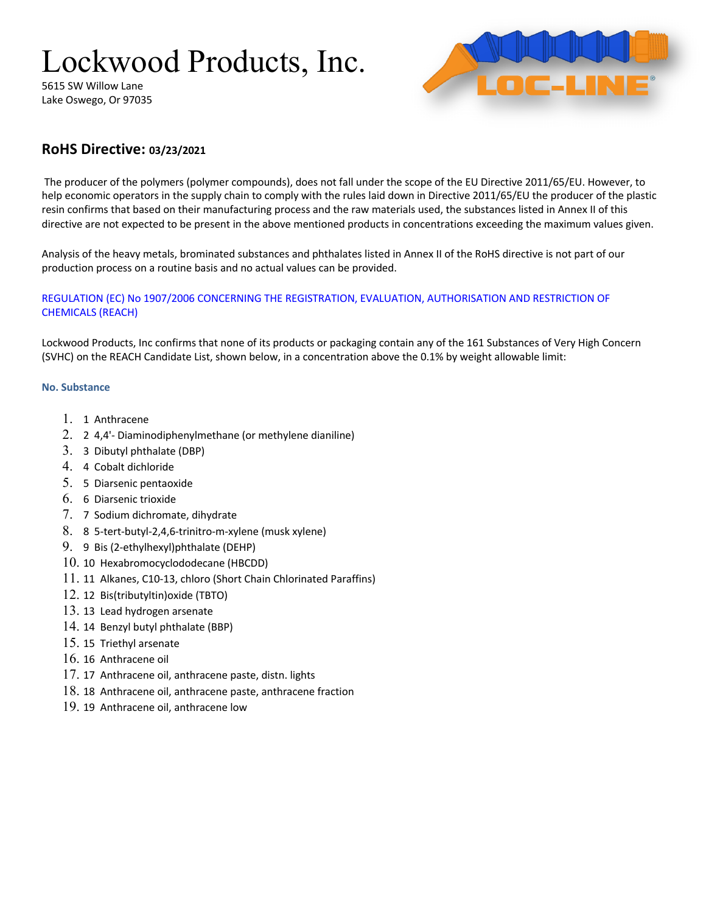# Lockwood Products, Inc.

5615 SW Willow Lane
Lake Oswego, Or 97035

LOC-LINE®

## RoHS Directive: 03/23/2021

The producer of the polymers (polymer compounds), does not fall under the scope of the EU Directive 2011/65/EU. However, to help economic operators in the supply chain to comply with the rules laid down in Directive 2011/65/EU the producer of the plastic resin confirms that based on their manufacturing process and the raw materials used, the substances listed in Annex II of this directive are not expected to be present in the above mentioned products in concentrations exceeding the maximum values given.

Analysis of the heavy metals, brominated substances and phthalates listed in Annex II of the RoHS directive is not part of our production process on a routine basis and no actual values can be provided.

REGULATION (EC) No 1907/2006 CONCERNING THE REGISTRATION, EVALUATION, AUTHORISATION AND RESTRICTION OF CHEMICALS (REACH)

Lockwood Products, Inc confirms that none of its products or packaging contain any of the 161 Substances of Very High Concern (SVHC) on the REACH Candidate List, shown below, in a concentration above the 0.1% by weight allowable limit:

**No. Substance**

1. 1 Anthracene
2. 2 4,4'- Diaminodiphenylmethane (or methylene dianiline)
3. 3 Dibutyl phthalate (DBP)
4. 4 Cobalt dichloride
5. 5 Diarsenic pentaoxide
6. 6 Diarsenic trioxide
7. 7 Sodium dichromate, dihydrate
8. 8 5-tert-butyl-2,4,6-trinitro-m-xylene (musk xylene)
9. 9 Bis (2-ethylhexyl)phthalate (DEHP)
10. 10 Hexabromocyclododecane (HBCDD)
11. 11 Alkanes, C10-13, chloro (Short Chain Chlorinated Paraffins)
12. 12 Bis(tributyltin)oxide (TBTO)
13. 13 Lead hydrogen arsenate
14. 14 Benzyl butyl phthalate (BBP)
15. 15 Triethyl arsenate
16. 16 Anthracene oil
17. 17 Anthracene oil, anthracene paste, distn. lights
18. 18 Anthracene oil, anthracene paste, anthracene fraction
19. 19 Anthracene oil, anthracene low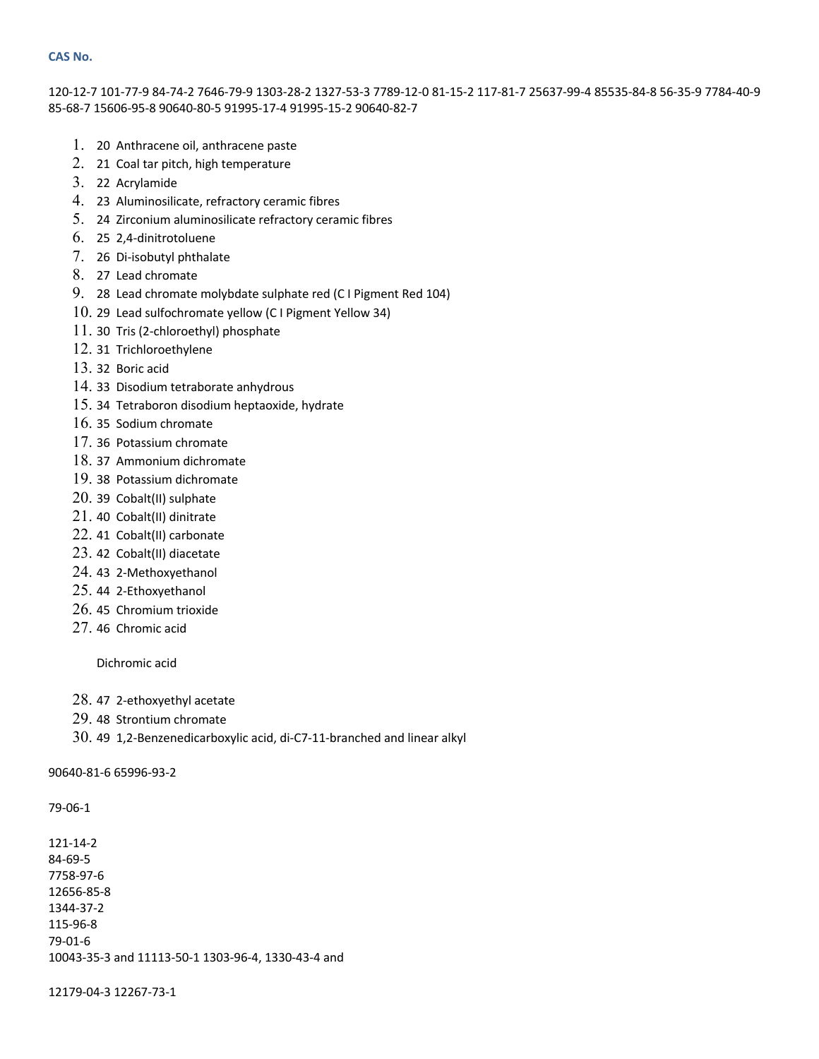**CAS No.**

120-12-7 101-77-9 84-74-2 7646-79-9 1303-28-2 1327-53-3 7789-12-0 81-15-2 117-81-7 25637-99-4 85535-84-8 56-35-9 7784-40-9 85-68-7 15606-95-8 90640-80-5 91995-17-4 91995-15-2 90640-82-7

1. 20 Anthracene oil, anthracene paste
2. 21 Coal tar pitch, high temperature
3. 22 Acrylamide
4. 23 Aluminosilicate, refractory ceramic fibres
5. 24 Zirconium aluminosilicate refractory ceramic fibres
6. 25 2,4-dinitrotoluene
7. 26 Di-isobutyl phthalate
8. 27 Lead chromate
9. 28 Lead chromate molybdate sulphate red (C I Pigment Red 104)
10. 29 Lead sulfochromate yellow (C I Pigment Yellow 34)
11. 30 Tris (2-chloroethyl) phosphate
12. 31 Trichloroethylene
13. 32 Boric acid
14. 33 Disodium tetraborate anhydrous
15. 34 Tetraboron disodium heptaoxide, hydrate
16. 35 Sodium chromate
17. 36 Potassium chromate
18. 37 Ammonium dichromate
19. 38 Potassium dichromate
20. 39 Cobalt(II) sulphate
21. 40 Cobalt(II) dinitrate
22. 41 Cobalt(II) carbonate
23. 42 Cobalt(II) diacetate
24. 43 2-Methoxyethanol
25. 44 2-Ethoxyethanol
26. 45 Chromium trioxide
27. 46 Chromic acid

    Dichromic acid

28. 47 2-ethoxyethyl acetate
29. 48 Strontium chromate
30. 49 1,2-Benzenedicarboxylic acid, di-C7-11-branched and linear alkyl

90640-81-6 65996-93-2

79-06-1

121-14-2
84-69-5
7758-97-6
12656-85-8
1344-37-2
115-96-8
79-01-6
10043-35-3 and 11113-50-1 1303-96-4, 1330-43-4 and

12179-04-3 12267-73-1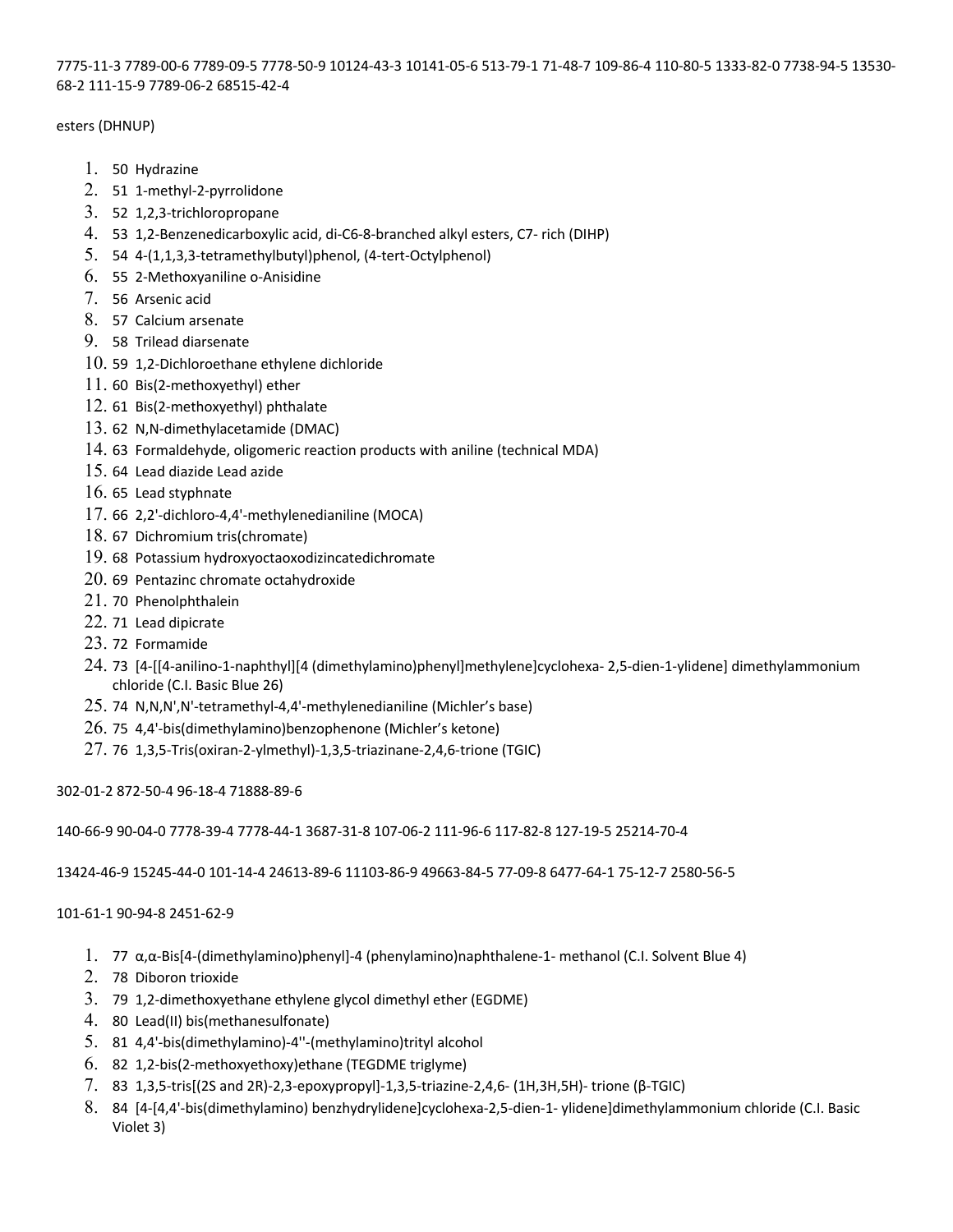7775-11-3 7789-00-6 7789-09-5 7778-50-9 10124-43-3 10141-05-6 513-79-1 71-48-7 109-86-4 110-80-5 1333-82-0 7738-94-5 13530-68-2 111-15-9 7789-06-2 68515-42-4

esters (DHNUP)

1. 50 Hydrazine
2. 51 1-methyl-2-pyrrolidone
3. 52 1,2,3-trichloropropane
4. 53 1,2-Benzenedicarboxylic acid, di-C6-8-branched alkyl esters, C7- rich (DIHP)
5. 54 4-(1,1,3,3-tetramethylbutyl)phenol, (4-tert-Octylphenol)
6. 55 2-Methoxyaniline o-Anisidine
7. 56 Arsenic acid
8. 57 Calcium arsenate
9. 58 Trilead diarsenate
10. 59 1,2-Dichloroethane ethylene dichloride
11. 60 Bis(2-methoxyethyl) ether
12. 61 Bis(2-methoxyethyl) phthalate
13. 62 N,N-dimethylacetamide (DMAC)
14. 63 Formaldehyde, oligomeric reaction products with aniline (technical MDA)
15. 64 Lead diazide Lead azide
16. 65 Lead styphnate
17. 66 2,2'-dichloro-4,4'-methylenedianiline (MOCA)
18. 67 Dichromium tris(chromate)
19. 68 Potassium hydroxyoctaoxodizincatedichromate
20. 69 Pentazinc chromate octahydroxide
21. 70 Phenolphthalein
22. 71 Lead dipicrate
23. 72 Formamide
24. 73 [4-[[4-anilino-1-naphthyl][4 (dimethylamino)phenyl]methylene]cyclohexa- 2,5-dien-1-ylidene] dimethylammonium chloride (C.I. Basic Blue 26)
25. 74 N,N,N',N'-tetramethyl-4,4'-methylenedianiline (Michler's base)
26. 75 4,4'-bis(dimethylamino)benzophenone (Michler's ketone)
27. 76 1,3,5-Tris(oxiran-2-ylmethyl)-1,3,5-triazinane-2,4,6-trione (TGIC)

302-01-2 872-50-4 96-18-4 71888-89-6

140-66-9 90-04-0 7778-39-4 7778-44-1 3687-31-8 107-06-2 111-96-6 117-82-8 127-19-5 25214-70-4

13424-46-9 15245-44-0 101-14-4 24613-89-6 11103-86-9 49663-84-5 77-09-8 6477-64-1 75-12-7 2580-56-5

101-61-1 90-94-8 2451-62-9

1. 77 α,α-Bis[4-(dimethylamino)phenyl]-4 (phenylamino)naphthalene-1- methanol (C.I. Solvent Blue 4)
2. 78 Diboron trioxide
3. 79 1,2-dimethoxyethane ethylene glycol dimethyl ether (EGDME)
4. 80 Lead(II) bis(methanesulfonate)
5. 81 4,4'-bis(dimethylamino)-4''-(methylamino)trityl alcohol
6. 82 1,2-bis(2-methoxyethoxy)ethane (TEGDME triglyme)
7. 83 1,3,5-tris[(2S and 2R)-2,3-epoxypropyl]-1,3,5-triazine-2,4,6- (1H,3H,5H)- trione (β-TGIC)
8. 84 [4-[4,4'-bis(dimethylamino) benzhydrylidene]cyclohexa-2,5-dien-1- ylidene]dimethylammonium chloride (C.I. Basic Violet 3)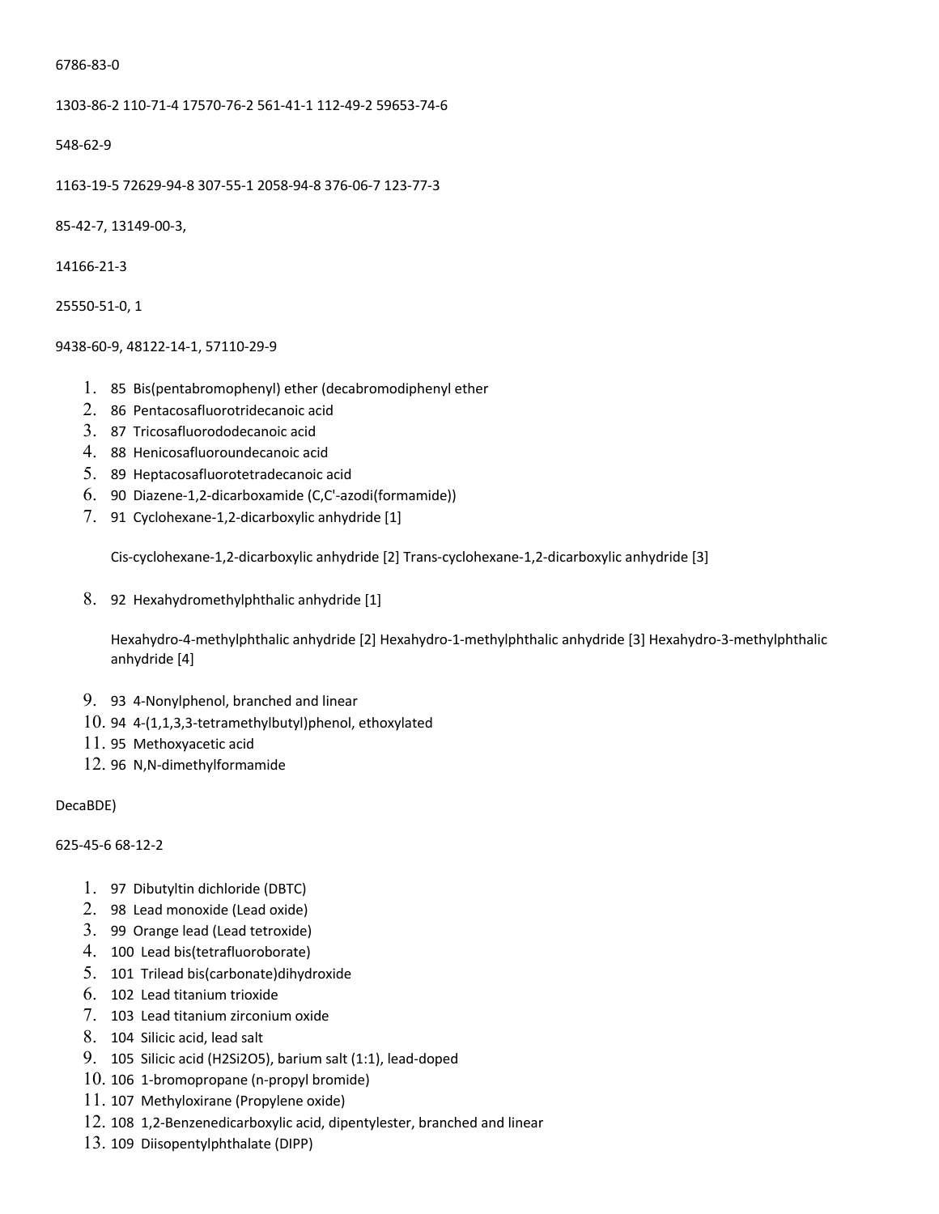6786-83-0

1303-86-2 110-71-4 17570-76-2 561-41-1 112-49-2 59653-74-6

548-62-9

1163-19-5 72629-94-8 307-55-1 2058-94-8 376-06-7 123-77-3

85-42-7, 13149-00-3,

14166-21-3

25550-51-0, 1

9438-60-9, 48122-14-1, 57110-29-9

1. 85 Bis(pentabromophenyl) ether (decabromodiphenyl ether
2. 86 Pentacosafluorotridecanoic acid
3. 87 Tricosafluorododecanoic acid
4. 88 Henicosafluoroundecanoic acid
5. 89 Heptacosafluorotetradecanoic acid
6. 90 Diazene-1,2-dicarboxamide (C,C'-azodi(formamide))
7. 91 Cyclohexane-1,2-dicarboxylic anhydride [1]

   Cis-cyclohexane-1,2-dicarboxylic anhydride [2] Trans-cyclohexane-1,2-dicarboxylic anhydride [3]

8. 92 Hexahydromethylphthalic anhydride [1]

   Hexahydro-4-methylphthalic anhydride [2] Hexahydro-1-methylphthalic anhydride [3] Hexahydro-3-methylphthalic anhydride [4]

9. 93 4-Nonylphenol, branched and linear
10. 94 4-(1,1,3,3-tetramethylbutyl)phenol, ethoxylated
11. 95 Methoxyacetic acid
12. 96 N,N-dimethylformamide

DecaBDE)

625-45-6 68-12-2

1. 97 Dibutyltin dichloride (DBTC)
2. 98 Lead monoxide (Lead oxide)
3. 99 Orange lead (Lead tetroxide)
4. 100 Lead bis(tetrafluoroborate)
5. 101 Trilead bis(carbonate)dihydroxide
6. 102 Lead titanium trioxide
7. 103 Lead titanium zirconium oxide
8. 104 Silicic acid, lead salt
9. 105 Silicic acid ($H_2Si_2O_5$), barium salt (1:1), lead-doped
10. 106 1-bromopropane (n-propyl bromide)
11. 107 Methyloxirane (Propylene oxide)
12. 108 1,2-Benzenedicarboxylic acid, dipentylester, branched and linear
13. 109 Diisopentylphthalate (DIPP)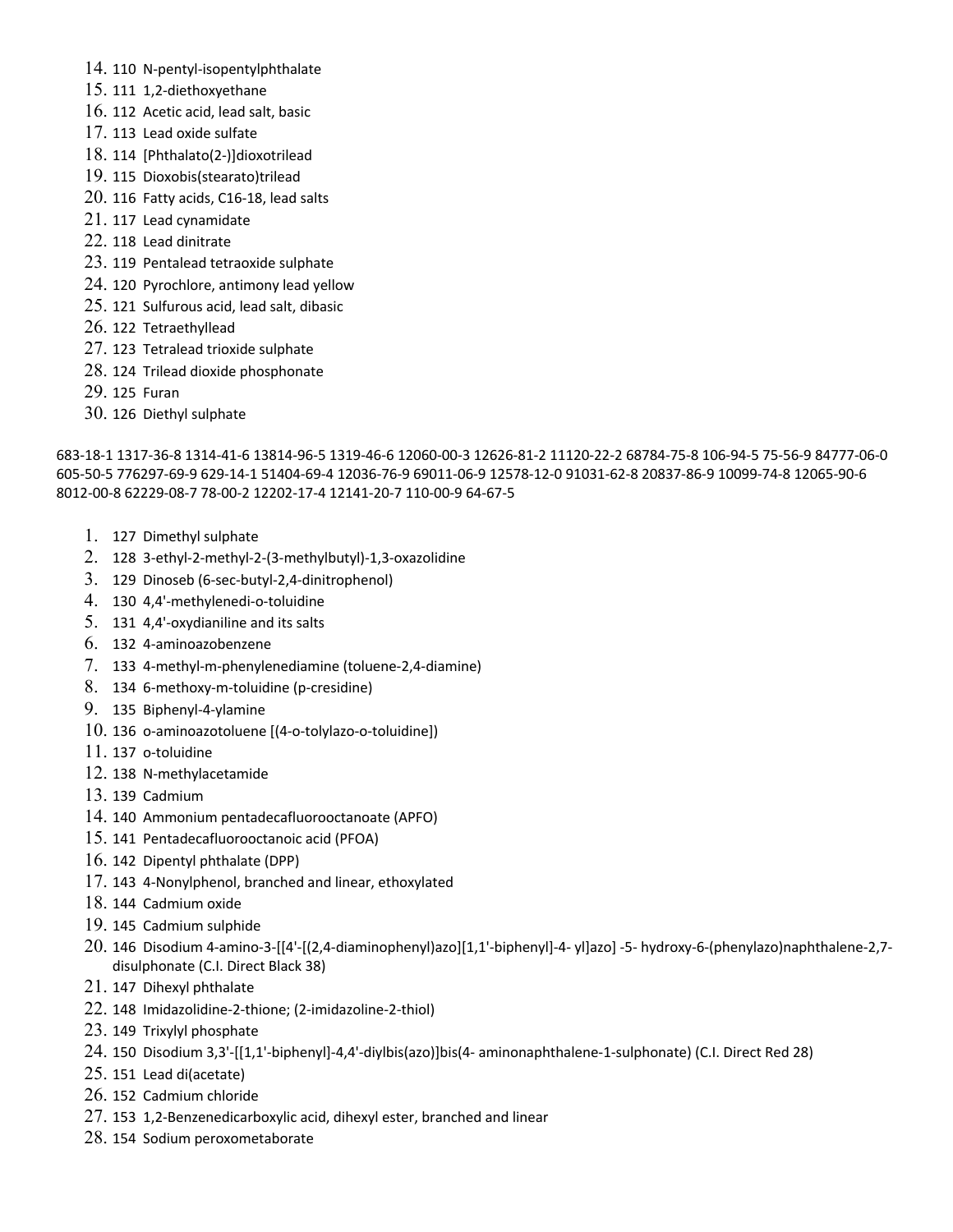14. 110 N-pentyl-isopentylphthalate
15. 111 1,2-diethoxyethane
16. 112 Acetic acid, lead salt, basic
17. 113 Lead oxide sulfate
18. 114 [Phthalato(2-)]dioxotrilead
19. 115 Dioxobis(stearato)trilead
20. 116 Fatty acids, C16-18, lead salts
21. 117 Lead cynamidate
22. 118 Lead dinitrate
23. 119 Pentalead tetraoxide sulphate
24. 120 Pyrochlore, antimony lead yellow
25. 121 Sulfurous acid, lead salt, dibasic
26. 122 Tetraethyllead
27. 123 Tetralead trioxide sulphate
28. 124 Trilead dioxide phosphonate
29. 125 Furan
30. 126 Diethyl sulphate

683-18-1 1317-36-8 1314-41-6 13814-96-5 1319-46-6 12060-00-3 12626-81-2 11120-22-2 68784-75-8 106-94-5 75-56-9 84777-06-0 605-50-5 776297-69-9 629-14-1 51404-69-4 12036-76-9 69011-06-9 12578-12-0 91031-62-8 20837-86-9 10099-74-8 12065-90-6 8012-00-8 62229-08-7 78-00-2 12202-17-4 12141-20-7 110-00-9 64-67-5

1. 127 Dimethyl sulphate
2. 128 3-ethyl-2-methyl-2-(3-methylbutyl)-1,3-oxazolidine
3. 129 Dinoseb (6-sec-butyl-2,4-dinitrophenol)
4. 130 4,4'-methylenedi-o-toluidine
5. 131 4,4'-oxydianiline and its salts
6. 132 4-aminoazobenzene
7. 133 4-methyl-m-phenylenediamine (toluene-2,4-diamine)
8. 134 6-methoxy-m-toluidine (p-cresidine)
9. 135 Biphenyl-4-ylamine
10. 136 o-aminoazotoluene [(4-o-tolylazo-o-toluidine])
11. 137 o-toluidine
12. 138 N-methylacetamide
13. 139 Cadmium
14. 140 Ammonium pentadecafluorooctanoate (APFO)
15. 141 Pentadecafluorooctanoic acid (PFOA)
16. 142 Dipentyl phthalate (DPP)
17. 143 4-Nonylphenol, branched and linear, ethoxylated
18. 144 Cadmium oxide
19. 145 Cadmium sulphide
20. 146 Disodium 4-amino-3-[[4'-[(2,4-diaminophenyl)azo][1,1'-biphenyl]-4- yl]azo] -5- hydroxy-6-(phenylazo)naphthalene-2,7-disulphonate (C.I. Direct Black 38)
21. 147 Dihexyl phthalate
22. 148 Imidazolidine-2-thione; (2-imidazoline-2-thiol)
23. 149 Trixylyl phosphate
24. 150 Disodium 3,3'-[[1,1'-biphenyl]-4,4'-diylbis(azo)]bis(4- aminonaphthalene-1-sulphonate) (C.I. Direct Red 28)
25. 151 Lead di(acetate)
26. 152 Cadmium chloride
27. 153 1,2-Benzenedicarboxylic acid, dihexyl ester, branched and linear
28. 154 Sodium peroxometaborate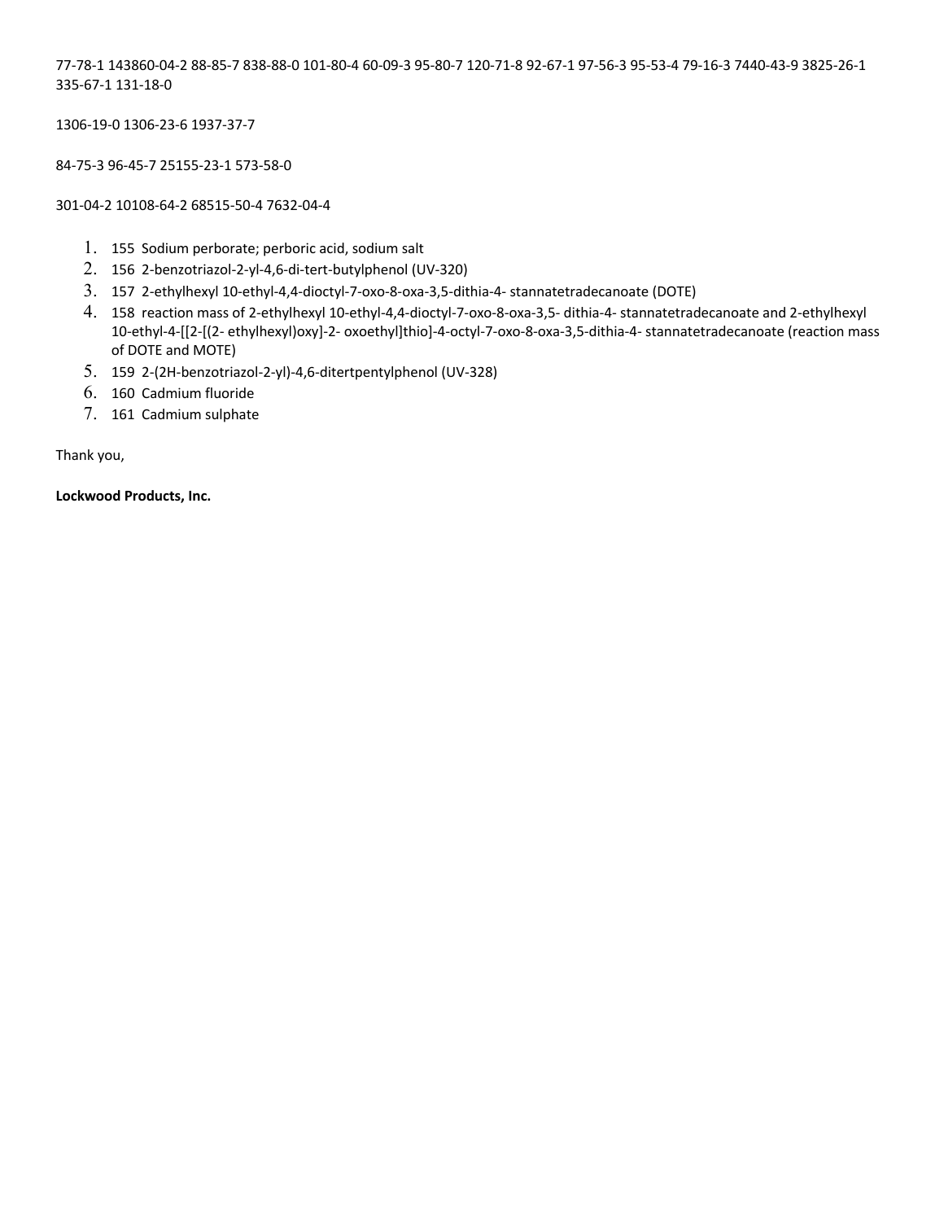77-78-1 143860-04-2 88-85-7 838-88-0 101-80-4 60-09-3 95-80-7 120-71-8 92-67-1 97-56-3 95-53-4 79-16-3 7440-43-9 3825-26-1 335-67-1 131-18-0

1306-19-0 1306-23-6 1937-37-7

84-75-3 96-45-7 25155-23-1 573-58-0

301-04-2 10108-64-2 68515-50-4 7632-04-4

1. 155 Sodium perborate; perboric acid, sodium salt
2. 156 2-benzotriazol-2-yl-4,6-di-tert-butylphenol (UV-320)
3. 157 2-ethylhexyl 10-ethyl-4,4-dioctyl-7-oxo-8-oxa-3,5-dithia-4- stannatetradecanoate (DOTE)
4. 158 reaction mass of 2-ethylhexyl 10-ethyl-4,4-dioctyl-7-oxo-8-oxa-3,5- dithia-4- stannatetradecanoate and 2-ethylhexyl 10-ethyl-4-[[2-[(2- ethylhexyl)oxy]-2- oxoethyl]thio]-4-octyl-7-oxo-8-oxa-3,5-dithia-4- stannatetradecanoate (reaction mass of DOTE and MOTE)
5. 159 2-(2H-benzotriazol-2-yl)-4,6-ditertpentylphenol (UV-328)
6. 160 Cadmium fluoride
7. 161 Cadmium sulphate

Thank you,

**Lockwood Products, Inc.**